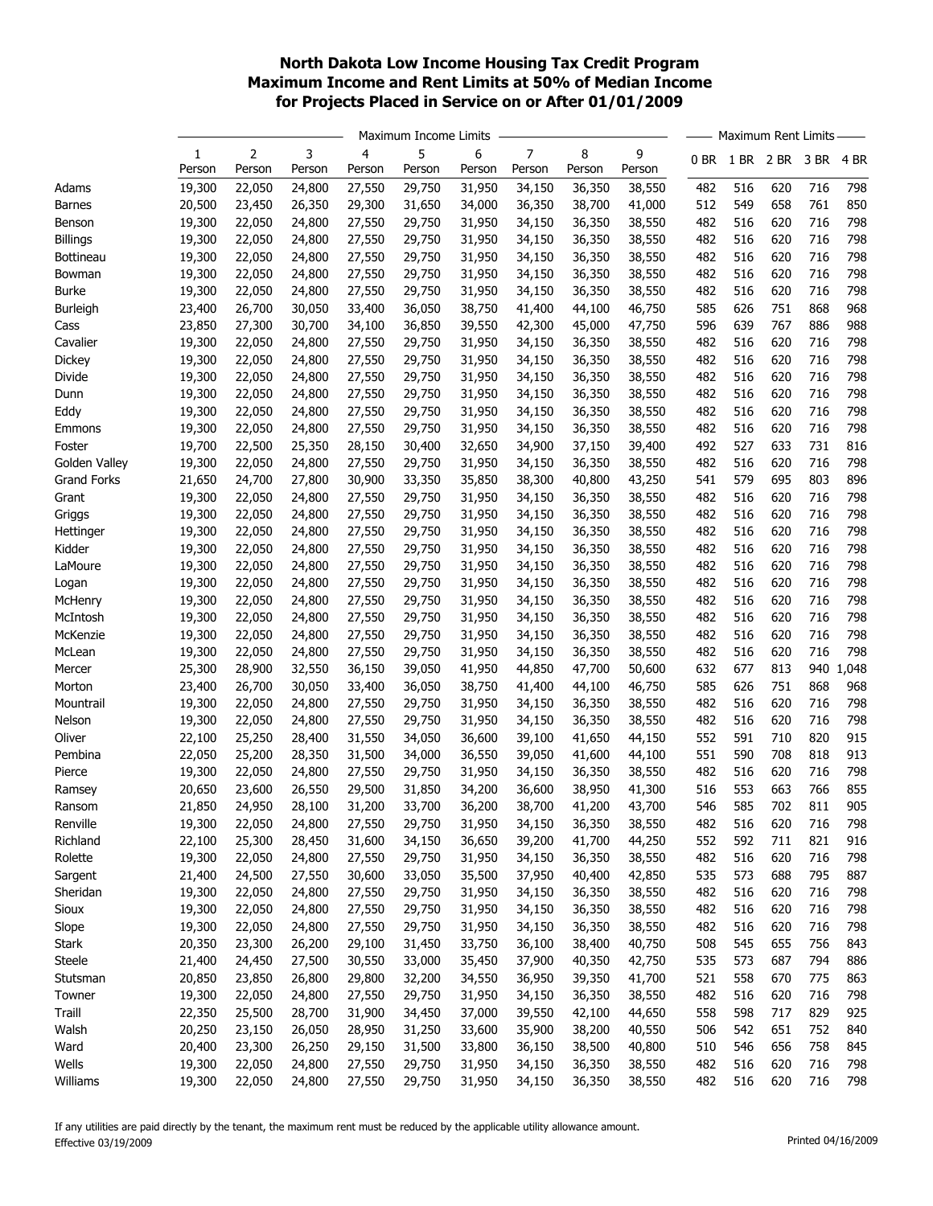# North Dakota Low Income Housing Tax Credit Program
## Maximum Income and Rent Limits at 50% of Median Income
## for Projects Placed in Service on or After 01/01/2009

| | Maximum Income Limits | | | | | | | | | Maximum Rent Limits | | | | |
|---|---|---|---|---|---|---|---|---|---|---|---|---|---|---|
| | 1 Person | 2 Person | 3 Person | 4 Person | 5 Person | 6 Person | 7 Person | 8 Person | 9 Person | 0 BR | 1 BR | 2 BR | 3 BR | 4 BR |
| Adams | 19,300 | 22,050 | 24,800 | 27,550 | 29,750 | 31,950 | 34,150 | 36,350 | 38,550 | 482 | 516 | 620 | 716 | 798 |
| Barnes | 20,500 | 23,450 | 26,350 | 29,300 | 31,650 | 34,000 | 36,350 | 38,700 | 41,000 | 512 | 549 | 658 | 761 | 850 |
| Benson | 19,300 | 22,050 | 24,800 | 27,550 | 29,750 | 31,950 | 34,150 | 36,350 | 38,550 | 482 | 516 | 620 | 716 | 798 |
| Billings | 19,300 | 22,050 | 24,800 | 27,550 | 29,750 | 31,950 | 34,150 | 36,350 | 38,550 | 482 | 516 | 620 | 716 | 798 |
| Bottineau | 19,300 | 22,050 | 24,800 | 27,550 | 29,750 | 31,950 | 34,150 | 36,350 | 38,550 | 482 | 516 | 620 | 716 | 798 |
| Bowman | 19,300 | 22,050 | 24,800 | 27,550 | 29,750 | 31,950 | 34,150 | 36,350 | 38,550 | 482 | 516 | 620 | 716 | 798 |
| Burke | 19,300 | 22,050 | 24,800 | 27,550 | 29,750 | 31,950 | 34,150 | 36,350 | 38,550 | 482 | 516 | 620 | 716 | 798 |
| Burleigh | 23,400 | 26,700 | 30,050 | 33,400 | 36,050 | 38,750 | 41,400 | 44,100 | 46,750 | 585 | 626 | 751 | 868 | 968 |
| Cass | 23,850 | 27,300 | 30,700 | 34,100 | 36,850 | 39,550 | 42,300 | 45,000 | 47,750 | 596 | 639 | 767 | 886 | 988 |
| Cavalier | 19,300 | 22,050 | 24,800 | 27,550 | 29,750 | 31,950 | 34,150 | 36,350 | 38,550 | 482 | 516 | 620 | 716 | 798 |
| Dickey | 19,300 | 22,050 | 24,800 | 27,550 | 29,750 | 31,950 | 34,150 | 36,350 | 38,550 | 482 | 516 | 620 | 716 | 798 |
| Divide | 19,300 | 22,050 | 24,800 | 27,550 | 29,750 | 31,950 | 34,150 | 36,350 | 38,550 | 482 | 516 | 620 | 716 | 798 |
| Dunn | 19,300 | 22,050 | 24,800 | 27,550 | 29,750 | 31,950 | 34,150 | 36,350 | 38,550 | 482 | 516 | 620 | 716 | 798 |
| Eddy | 19,300 | 22,050 | 24,800 | 27,550 | 29,750 | 31,950 | 34,150 | 36,350 | 38,550 | 482 | 516 | 620 | 716 | 798 |
| Emmons | 19,300 | 22,050 | 24,800 | 27,550 | 29,750 | 31,950 | 34,150 | 36,350 | 38,550 | 482 | 516 | 620 | 716 | 798 |
| Foster | 19,700 | 22,500 | 25,350 | 28,150 | 30,400 | 32,650 | 34,900 | 37,150 | 39,400 | 492 | 527 | 633 | 731 | 816 |
| Golden Valley | 19,300 | 22,050 | 24,800 | 27,550 | 29,750 | 31,950 | 34,150 | 36,350 | 38,550 | 482 | 516 | 620 | 716 | 798 |
| Grand Forks | 21,650 | 24,700 | 27,800 | 30,900 | 33,350 | 35,850 | 38,300 | 40,800 | 43,250 | 541 | 579 | 695 | 803 | 896 |
| Grant | 19,300 | 22,050 | 24,800 | 27,550 | 29,750 | 31,950 | 34,150 | 36,350 | 38,550 | 482 | 516 | 620 | 716 | 798 |
| Griggs | 19,300 | 22,050 | 24,800 | 27,550 | 29,750 | 31,950 | 34,150 | 36,350 | 38,550 | 482 | 516 | 620 | 716 | 798 |
| Hettinger | 19,300 | 22,050 | 24,800 | 27,550 | 29,750 | 31,950 | 34,150 | 36,350 | 38,550 | 482 | 516 | 620 | 716 | 798 |
| Kidder | 19,300 | 22,050 | 24,800 | 27,550 | 29,750 | 31,950 | 34,150 | 36,350 | 38,550 | 482 | 516 | 620 | 716 | 798 |
| LaMoure | 19,300 | 22,050 | 24,800 | 27,550 | 29,750 | 31,950 | 34,150 | 36,350 | 38,550 | 482 | 516 | 620 | 716 | 798 |
| Logan | 19,300 | 22,050 | 24,800 | 27,550 | 29,750 | 31,950 | 34,150 | 36,350 | 38,550 | 482 | 516 | 620 | 716 | 798 |
| McHenry | 19,300 | 22,050 | 24,800 | 27,550 | 29,750 | 31,950 | 34,150 | 36,350 | 38,550 | 482 | 516 | 620 | 716 | 798 |
| McIntosh | 19,300 | 22,050 | 24,800 | 27,550 | 29,750 | 31,950 | 34,150 | 36,350 | 38,550 | 482 | 516 | 620 | 716 | 798 |
| McKenzie | 19,300 | 22,050 | 24,800 | 27,550 | 29,750 | 31,950 | 34,150 | 36,350 | 38,550 | 482 | 516 | 620 | 716 | 798 |
| McLean | 19,300 | 22,050 | 24,800 | 27,550 | 29,750 | 31,950 | 34,150 | 36,350 | 38,550 | 482 | 516 | 620 | 716 | 798 |
| Mercer | 25,300 | 28,900 | 32,550 | 36,150 | 39,050 | 41,950 | 44,850 | 47,700 | 50,600 | 632 | 677 | 813 | 940 | 1,048 |
| Morton | 23,400 | 26,700 | 30,050 | 33,400 | 36,050 | 38,750 | 41,400 | 44,100 | 46,750 | 585 | 626 | 751 | 868 | 968 |
| Mountrail | 19,300 | 22,050 | 24,800 | 27,550 | 29,750 | 31,950 | 34,150 | 36,350 | 38,550 | 482 | 516 | 620 | 716 | 798 |
| Nelson | 19,300 | 22,050 | 24,800 | 27,550 | 29,750 | 31,950 | 34,150 | 36,350 | 38,550 | 482 | 516 | 620 | 716 | 798 |
| Oliver | 22,100 | 25,250 | 28,400 | 31,550 | 34,050 | 36,600 | 39,100 | 41,650 | 44,150 | 552 | 591 | 710 | 820 | 915 |
| Pembina | 22,050 | 25,200 | 28,350 | 31,500 | 34,000 | 36,550 | 39,050 | 41,600 | 44,100 | 551 | 590 | 708 | 818 | 913 |
| Pierce | 19,300 | 22,050 | 24,800 | 27,550 | 29,750 | 31,950 | 34,150 | 36,350 | 38,550 | 482 | 516 | 620 | 716 | 798 |
| Ramsey | 20,650 | 23,600 | 26,550 | 29,500 | 31,850 | 34,200 | 36,600 | 38,950 | 41,300 | 516 | 553 | 663 | 766 | 855 |
| Ransom | 21,850 | 24,950 | 28,100 | 31,200 | 33,700 | 36,200 | 38,700 | 41,200 | 43,700 | 546 | 585 | 702 | 811 | 905 |
| Renville | 19,300 | 22,050 | 24,800 | 27,550 | 29,750 | 31,950 | 34,150 | 36,350 | 38,550 | 482 | 516 | 620 | 716 | 798 |
| Richland | 22,100 | 25,300 | 28,450 | 31,600 | 34,150 | 36,650 | 39,200 | 41,700 | 44,250 | 552 | 592 | 711 | 821 | 916 |
| Rolette | 19,300 | 22,050 | 24,800 | 27,550 | 29,750 | 31,950 | 34,150 | 36,350 | 38,550 | 482 | 516 | 620 | 716 | 798 |
| Sargent | 21,400 | 24,500 | 27,550 | 30,600 | 33,050 | 35,500 | 37,950 | 40,400 | 42,850 | 535 | 573 | 688 | 795 | 887 |
| Sheridan | 19,300 | 22,050 | 24,800 | 27,550 | 29,750 | 31,950 | 34,150 | 36,350 | 38,550 | 482 | 516 | 620 | 716 | 798 |
| Sioux | 19,300 | 22,050 | 24,800 | 27,550 | 29,750 | 31,950 | 34,150 | 36,350 | 38,550 | 482 | 516 | 620 | 716 | 798 |
| Slope | 19,300 | 22,050 | 24,800 | 27,550 | 29,750 | 31,950 | 34,150 | 36,350 | 38,550 | 482 | 516 | 620 | 716 | 798 |
| Stark | 20,350 | 23,300 | 26,200 | 29,100 | 31,450 | 33,750 | 36,100 | 38,400 | 40,750 | 508 | 545 | 655 | 756 | 843 |
| Steele | 21,400 | 24,450 | 27,500 | 30,550 | 33,000 | 35,450 | 37,900 | 40,350 | 42,750 | 535 | 573 | 687 | 794 | 886 |
| Stutsman | 20,850 | 23,850 | 26,800 | 29,800 | 32,200 | 34,550 | 36,950 | 39,350 | 41,700 | 521 | 558 | 670 | 775 | 863 |
| Towner | 19,300 | 22,050 | 24,800 | 27,550 | 29,750 | 31,950 | 34,150 | 36,350 | 38,550 | 482 | 516 | 620 | 716 | 798 |
| Traill | 22,350 | 25,500 | 28,700 | 31,900 | 34,450 | 37,000 | 39,550 | 42,100 | 44,650 | 558 | 598 | 717 | 829 | 925 |
| Walsh | 20,250 | 23,150 | 26,050 | 28,950 | 31,250 | 33,600 | 35,900 | 38,200 | 40,550 | 506 | 542 | 651 | 752 | 840 |
| Ward | 20,400 | 23,300 | 26,250 | 29,150 | 31,500 | 33,800 | 36,150 | 38,500 | 40,800 | 510 | 546 | 656 | 758 | 845 |
| Wells | 19,300 | 22,050 | 24,800 | 27,550 | 29,750 | 31,950 | 34,150 | 36,350 | 38,550 | 482 | 516 | 620 | 716 | 798 |
| Williams | 19,300 | 22,050 | 24,800 | 27,550 | 29,750 | 31,950 | 34,150 | 36,350 | 38,550 | 482 | 516 | 620 | 716 | 798 |

If any utilities are paid directly by the tenant, the maximum rent must be reduced by the applicable utility allowance amount.

Effective 03/19/2009

Printed 04/16/2009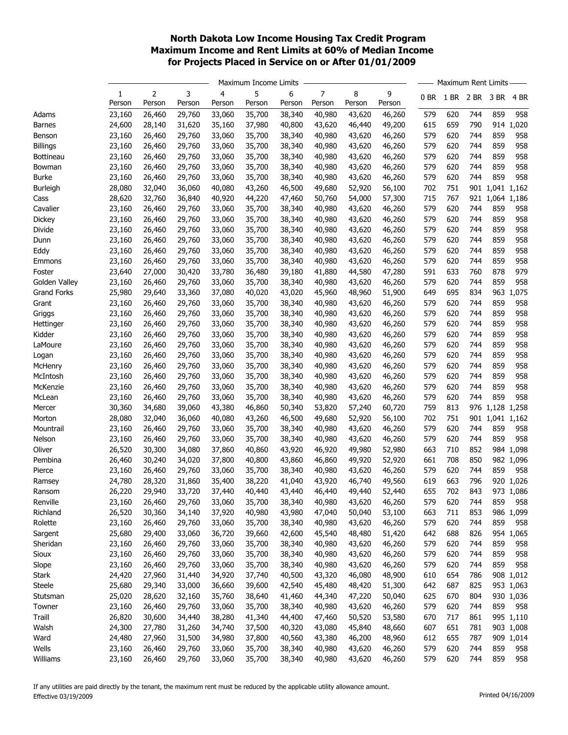# North Dakota Low Income Housing Tax Credit Program
# Maximum Income and Rent Limits at 60% of Median Income
# for Projects Placed in Service on or After 01/01/2009

| | Maximum Income Limits | | | | | | | | | Maximum Rent Limits | | | | |
|---|---|---|---|---|---|---|---|---|---|---|---|---|---|---|
| | 1 Person | 2 Person | 3 Person | 4 Person | 5 Person | 6 Person | 7 Person | 8 Person | 9 Person | 0 BR | 1 BR | 2 BR | 3 BR | 4 BR |
| Adams | 23,160 | 26,460 | 29,760 | 33,060 | 35,700 | 38,340 | 40,980 | 43,620 | 46,260 | 579 | 620 | 744 | 859 | 958 |
| Barnes | 24,600 | 28,140 | 31,620 | 35,160 | 37,980 | 40,800 | 43,620 | 46,440 | 49,200 | 615 | 659 | 790 | 914 | 1,020 |
| Benson | 23,160 | 26,460 | 29,760 | 33,060 | 35,700 | 38,340 | 40,980 | 43,620 | 46,260 | 579 | 620 | 744 | 859 | 958 |
| Billings | 23,160 | 26,460 | 29,760 | 33,060 | 35,700 | 38,340 | 40,980 | 43,620 | 46,260 | 579 | 620 | 744 | 859 | 958 |
| Bottineau | 23,160 | 26,460 | 29,760 | 33,060 | 35,700 | 38,340 | 40,980 | 43,620 | 46,260 | 579 | 620 | 744 | 859 | 958 |
| Bowman | 23,160 | 26,460 | 29,760 | 33,060 | 35,700 | 38,340 | 40,980 | 43,620 | 46,260 | 579 | 620 | 744 | 859 | 958 |
| Burke | 23,160 | 26,460 | 29,760 | 33,060 | 35,700 | 38,340 | 40,980 | 43,620 | 46,260 | 579 | 620 | 744 | 859 | 958 |
| Burleigh | 28,080 | 32,040 | 36,060 | 40,080 | 43,260 | 46,500 | 49,680 | 52,920 | 56,100 | 702 | 751 | 901 | 1,041 | 1,162 |
| Cass | 28,620 | 32,760 | 36,840 | 40,920 | 44,220 | 47,460 | 50,760 | 54,000 | 57,300 | 715 | 767 | 921 | 1,064 | 1,186 |
| Cavalier | 23,160 | 26,460 | 29,760 | 33,060 | 35,700 | 38,340 | 40,980 | 43,620 | 46,260 | 579 | 620 | 744 | 859 | 958 |
| Dickey | 23,160 | 26,460 | 29,760 | 33,060 | 35,700 | 38,340 | 40,980 | 43,620 | 46,260 | 579 | 620 | 744 | 859 | 958 |
| Divide | 23,160 | 26,460 | 29,760 | 33,060 | 35,700 | 38,340 | 40,980 | 43,620 | 46,260 | 579 | 620 | 744 | 859 | 958 |
| Dunn | 23,160 | 26,460 | 29,760 | 33,060 | 35,700 | 38,340 | 40,980 | 43,620 | 46,260 | 579 | 620 | 744 | 859 | 958 |
| Eddy | 23,160 | 26,460 | 29,760 | 33,060 | 35,700 | 38,340 | 40,980 | 43,620 | 46,260 | 579 | 620 | 744 | 859 | 958 |
| Emmons | 23,160 | 26,460 | 29,760 | 33,060 | 35,700 | 38,340 | 40,980 | 43,620 | 46,260 | 579 | 620 | 744 | 859 | 958 |
| Foster | 23,640 | 27,000 | 30,420 | 33,780 | 36,480 | 39,180 | 41,880 | 44,580 | 47,280 | 591 | 633 | 760 | 878 | 979 |
| Golden Valley | 23,160 | 26,460 | 29,760 | 33,060 | 35,700 | 38,340 | 40,980 | 43,620 | 46,260 | 579 | 620 | 744 | 859 | 958 |
| Grand Forks | 25,980 | 29,640 | 33,360 | 37,080 | 40,020 | 43,020 | 45,960 | 48,960 | 51,900 | 649 | 695 | 834 | 963 | 1,075 |
| Grant | 23,160 | 26,460 | 29,760 | 33,060 | 35,700 | 38,340 | 40,980 | 43,620 | 46,260 | 579 | 620 | 744 | 859 | 958 |
| Griggs | 23,160 | 26,460 | 29,760 | 33,060 | 35,700 | 38,340 | 40,980 | 43,620 | 46,260 | 579 | 620 | 744 | 859 | 958 |
| Hettinger | 23,160 | 26,460 | 29,760 | 33,060 | 35,700 | 38,340 | 40,980 | 43,620 | 46,260 | 579 | 620 | 744 | 859 | 958 |
| Kidder | 23,160 | 26,460 | 29,760 | 33,060 | 35,700 | 38,340 | 40,980 | 43,620 | 46,260 | 579 | 620 | 744 | 859 | 958 |
| LaMoure | 23,160 | 26,460 | 29,760 | 33,060 | 35,700 | 38,340 | 40,980 | 43,620 | 46,260 | 579 | 620 | 744 | 859 | 958 |
| Logan | 23,160 | 26,460 | 29,760 | 33,060 | 35,700 | 38,340 | 40,980 | 43,620 | 46,260 | 579 | 620 | 744 | 859 | 958 |
| McHenry | 23,160 | 26,460 | 29,760 | 33,060 | 35,700 | 38,340 | 40,980 | 43,620 | 46,260 | 579 | 620 | 744 | 859 | 958 |
| McIntosh | 23,160 | 26,460 | 29,760 | 33,060 | 35,700 | 38,340 | 40,980 | 43,620 | 46,260 | 579 | 620 | 744 | 859 | 958 |
| McKenzie | 23,160 | 26,460 | 29,760 | 33,060 | 35,700 | 38,340 | 40,980 | 43,620 | 46,260 | 579 | 620 | 744 | 859 | 958 |
| McLean | 23,160 | 26,460 | 29,760 | 33,060 | 35,700 | 38,340 | 40,980 | 43,620 | 46,260 | 579 | 620 | 744 | 859 | 958 |
| Mercer | 30,360 | 34,680 | 39,060 | 43,380 | 46,860 | 50,340 | 53,820 | 57,240 | 60,720 | 759 | 813 | 976 | 1,128 | 1,258 |
| Morton | 28,080 | 32,040 | 36,060 | 40,080 | 43,260 | 46,500 | 49,680 | 52,920 | 56,100 | 702 | 751 | 901 | 1,041 | 1,162 |
| Mountrail | 23,160 | 26,460 | 29,760 | 33,060 | 35,700 | 38,340 | 40,980 | 43,620 | 46,260 | 579 | 620 | 744 | 859 | 958 |
| Nelson | 23,160 | 26,460 | 29,760 | 33,060 | 35,700 | 38,340 | 40,980 | 43,620 | 46,260 | 579 | 620 | 744 | 859 | 958 |
| Oliver | 26,520 | 30,300 | 34,080 | 37,860 | 40,860 | 43,920 | 46,920 | 49,980 | 52,980 | 663 | 710 | 852 | 984 | 1,098 |
| Pembina | 26,460 | 30,240 | 34,020 | 37,800 | 40,800 | 43,860 | 46,860 | 49,920 | 52,920 | 661 | 708 | 850 | 982 | 1,096 |
| Pierce | 23,160 | 26,460 | 29,760 | 33,060 | 35,700 | 38,340 | 40,980 | 43,620 | 46,260 | 579 | 620 | 744 | 859 | 958 |
| Ramsey | 24,780 | 28,320 | 31,860 | 35,400 | 38,220 | 41,040 | 43,920 | 46,740 | 49,560 | 619 | 663 | 796 | 920 | 1,026 |
| Ransom | 26,220 | 29,940 | 33,720 | 37,440 | 40,440 | 43,440 | 46,440 | 49,440 | 52,440 | 655 | 702 | 843 | 973 | 1,086 |
| Renville | 23,160 | 26,460 | 29,760 | 33,060 | 35,700 | 38,340 | 40,980 | 43,620 | 46,260 | 579 | 620 | 744 | 859 | 958 |
| Richland | 26,520 | 30,360 | 34,140 | 37,920 | 40,980 | 43,980 | 47,040 | 50,040 | 53,100 | 663 | 711 | 853 | 986 | 1,099 |
| Rolette | 23,160 | 26,460 | 29,760 | 33,060 | 35,700 | 38,340 | 40,980 | 43,620 | 46,260 | 579 | 620 | 744 | 859 | 958 |
| Sargent | 25,680 | 29,400 | 33,060 | 36,720 | 39,660 | 42,600 | 45,540 | 48,480 | 51,420 | 642 | 688 | 826 | 954 | 1,065 |
| Sheridan | 23,160 | 26,460 | 29,760 | 33,060 | 35,700 | 38,340 | 40,980 | 43,620 | 46,260 | 579 | 620 | 744 | 859 | 958 |
| Sioux | 23,160 | 26,460 | 29,760 | 33,060 | 35,700 | 38,340 | 40,980 | 43,620 | 46,260 | 579 | 620 | 744 | 859 | 958 |
| Slope | 23,160 | 26,460 | 29,760 | 33,060 | 35,700 | 38,340 | 40,980 | 43,620 | 46,260 | 579 | 620 | 744 | 859 | 958 |
| Stark | 24,420 | 27,960 | 31,440 | 34,920 | 37,740 | 40,500 | 43,320 | 46,080 | 48,900 | 610 | 654 | 786 | 908 | 1,012 |
| Steele | 25,680 | 29,340 | 33,000 | 36,660 | 39,600 | 42,540 | 45,480 | 48,420 | 51,300 | 642 | 687 | 825 | 953 | 1,063 |
| Stutsman | 25,020 | 28,620 | 32,160 | 35,760 | 38,640 | 41,460 | 44,340 | 47,220 | 50,040 | 625 | 670 | 804 | 930 | 1,036 |
| Towner | 23,160 | 26,460 | 29,760 | 33,060 | 35,700 | 38,340 | 40,980 | 43,620 | 46,260 | 579 | 620 | 744 | 859 | 958 |
| Traill | 26,820 | 30,600 | 34,440 | 38,280 | 41,340 | 44,400 | 47,460 | 50,520 | 53,580 | 670 | 717 | 861 | 995 | 1,110 |
| Walsh | 24,300 | 27,780 | 31,260 | 34,740 | 37,500 | 40,320 | 43,080 | 45,840 | 48,660 | 607 | 651 | 781 | 903 | 1,008 |
| Ward | 24,480 | 27,960 | 31,500 | 34,980 | 37,800 | 40,560 | 43,380 | 46,200 | 48,960 | 612 | 655 | 787 | 909 | 1,014 |
| Wells | 23,160 | 26,460 | 29,760 | 33,060 | 35,700 | 38,340 | 40,980 | 43,620 | 46,260 | 579 | 620 | 744 | 859 | 958 |
| Williams | 23,160 | 26,460 | 29,760 | 33,060 | 35,700 | 38,340 | 40,980 | 43,620 | 46,260 | 579 | 620 | 744 | 859 | 958 |

If any utilities are paid directly by the tenant, the maximum rent must be reduced by the applicable utility allowance amount.

Effective 03/19/2009

Printed 04/16/2009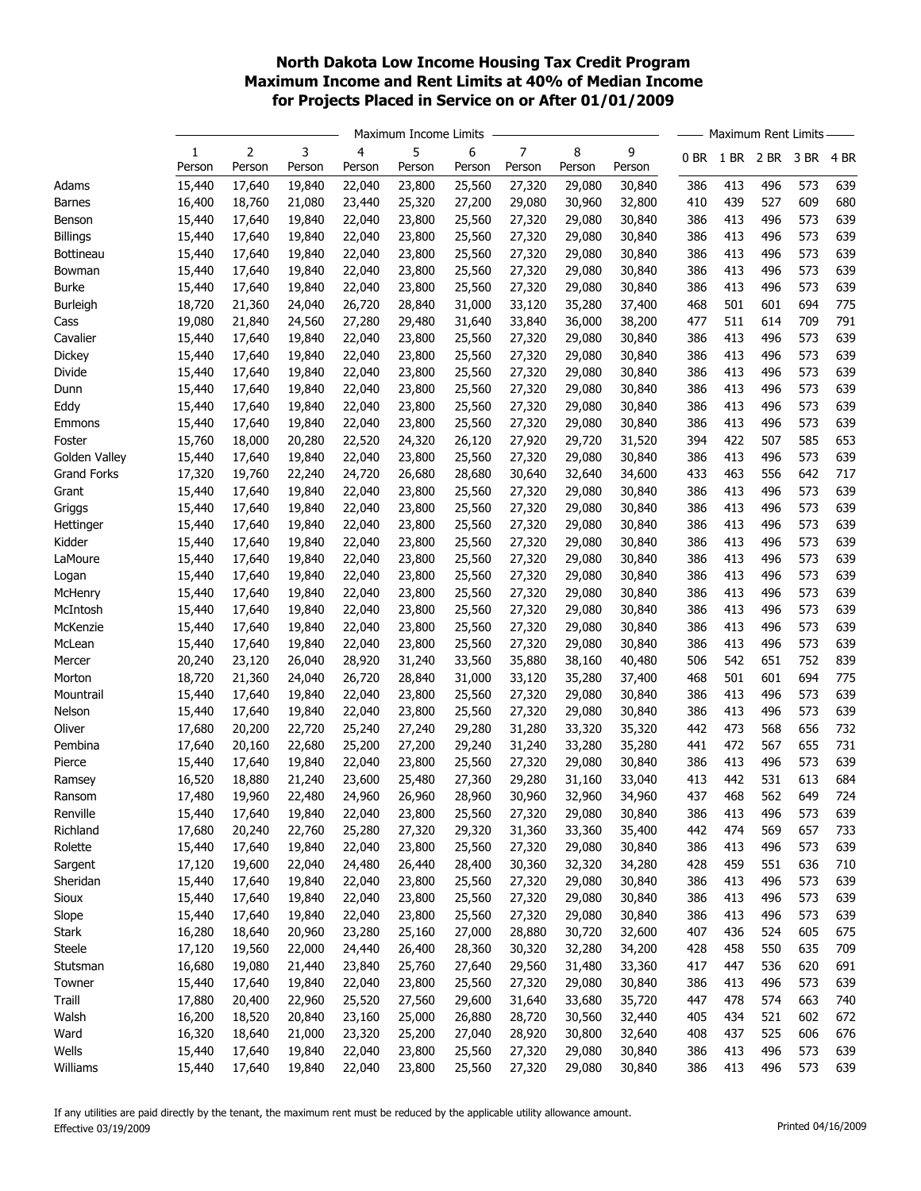# North Dakota Low Income Housing Tax Credit Program
## Maximum Income and Rent Limits at 40% of Median Income
## for Projects Placed in Service on or After 01/01/2009

| | Maximum Income Limits | | | | | | | | | Maximum Rent Limits | | | | |
|---|---|---|---|---|---|---|---|---|---|---|---|---|---|---|
| | 1 Person | 2 Person | 3 Person | 4 Person | 5 Person | 6 Person | 7 Person | 8 Person | 9 Person | 0 BR | 1 BR | 2 BR | 3 BR | 4 BR |
| Adams | 15,440 | 17,640 | 19,840 | 22,040 | 23,800 | 25,560 | 27,320 | 29,080 | 30,840 | 386 | 413 | 496 | 573 | 639 |
| Barnes | 16,400 | 18,760 | 21,080 | 23,440 | 25,320 | 27,200 | 29,080 | 30,960 | 32,800 | 410 | 439 | 527 | 609 | 680 |
| Benson | 15,440 | 17,640 | 19,840 | 22,040 | 23,800 | 25,560 | 27,320 | 29,080 | 30,840 | 386 | 413 | 496 | 573 | 639 |
| Billings | 15,440 | 17,640 | 19,840 | 22,040 | 23,800 | 25,560 | 27,320 | 29,080 | 30,840 | 386 | 413 | 496 | 573 | 639 |
| Bottineau | 15,440 | 17,640 | 19,840 | 22,040 | 23,800 | 25,560 | 27,320 | 29,080 | 30,840 | 386 | 413 | 496 | 573 | 639 |
| Bowman | 15,440 | 17,640 | 19,840 | 22,040 | 23,800 | 25,560 | 27,320 | 29,080 | 30,840 | 386 | 413 | 496 | 573 | 639 |
| Burke | 15,440 | 17,640 | 19,840 | 22,040 | 23,800 | 25,560 | 27,320 | 29,080 | 30,840 | 386 | 413 | 496 | 573 | 639 |
| Burleigh | 18,720 | 21,360 | 24,040 | 26,720 | 28,840 | 31,000 | 33,120 | 35,280 | 37,400 | 468 | 501 | 601 | 694 | 775 |
| Cass | 19,080 | 21,840 | 24,560 | 27,280 | 29,480 | 31,640 | 33,840 | 36,000 | 38,200 | 477 | 511 | 614 | 709 | 791 |
| Cavalier | 15,440 | 17,640 | 19,840 | 22,040 | 23,800 | 25,560 | 27,320 | 29,080 | 30,840 | 386 | 413 | 496 | 573 | 639 |
| Dickey | 15,440 | 17,640 | 19,840 | 22,040 | 23,800 | 25,560 | 27,320 | 29,080 | 30,840 | 386 | 413 | 496 | 573 | 639 |
| Divide | 15,440 | 17,640 | 19,840 | 22,040 | 23,800 | 25,560 | 27,320 | 29,080 | 30,840 | 386 | 413 | 496 | 573 | 639 |
| Dunn | 15,440 | 17,640 | 19,840 | 22,040 | 23,800 | 25,560 | 27,320 | 29,080 | 30,840 | 386 | 413 | 496 | 573 | 639 |
| Eddy | 15,440 | 17,640 | 19,840 | 22,040 | 23,800 | 25,560 | 27,320 | 29,080 | 30,840 | 386 | 413 | 496 | 573 | 639 |
| Emmons | 15,440 | 17,640 | 19,840 | 22,040 | 23,800 | 25,560 | 27,320 | 29,080 | 30,840 | 386 | 413 | 496 | 573 | 639 |
| Foster | 15,760 | 18,000 | 20,280 | 22,520 | 24,320 | 26,120 | 27,920 | 29,720 | 31,520 | 394 | 422 | 507 | 585 | 653 |
| Golden Valley | 15,440 | 17,640 | 19,840 | 22,040 | 23,800 | 25,560 | 27,320 | 29,080 | 30,840 | 386 | 413 | 496 | 573 | 639 |
| Grand Forks | 17,320 | 19,760 | 22,240 | 24,720 | 26,680 | 28,680 | 30,640 | 32,640 | 34,600 | 433 | 463 | 556 | 642 | 717 |
| Grant | 15,440 | 17,640 | 19,840 | 22,040 | 23,800 | 25,560 | 27,320 | 29,080 | 30,840 | 386 | 413 | 496 | 573 | 639 |
| Griggs | 15,440 | 17,640 | 19,840 | 22,040 | 23,800 | 25,560 | 27,320 | 29,080 | 30,840 | 386 | 413 | 496 | 573 | 639 |
| Hettinger | 15,440 | 17,640 | 19,840 | 22,040 | 23,800 | 25,560 | 27,320 | 29,080 | 30,840 | 386 | 413 | 496 | 573 | 639 |
| Kidder | 15,440 | 17,640 | 19,840 | 22,040 | 23,800 | 25,560 | 27,320 | 29,080 | 30,840 | 386 | 413 | 496 | 573 | 639 |
| LaMoure | 15,440 | 17,640 | 19,840 | 22,040 | 23,800 | 25,560 | 27,320 | 29,080 | 30,840 | 386 | 413 | 496 | 573 | 639 |
| Logan | 15,440 | 17,640 | 19,840 | 22,040 | 23,800 | 25,560 | 27,320 | 29,080 | 30,840 | 386 | 413 | 496 | 573 | 639 |
| McHenry | 15,440 | 17,640 | 19,840 | 22,040 | 23,800 | 25,560 | 27,320 | 29,080 | 30,840 | 386 | 413 | 496 | 573 | 639 |
| McIntosh | 15,440 | 17,640 | 19,840 | 22,040 | 23,800 | 25,560 | 27,320 | 29,080 | 30,840 | 386 | 413 | 496 | 573 | 639 |
| McKenzie | 15,440 | 17,640 | 19,840 | 22,040 | 23,800 | 25,560 | 27,320 | 29,080 | 30,840 | 386 | 413 | 496 | 573 | 639 |
| McLean | 15,440 | 17,640 | 19,840 | 22,040 | 23,800 | 25,560 | 27,320 | 29,080 | 30,840 | 386 | 413 | 496 | 573 | 639 |
| Mercer | 20,240 | 23,120 | 26,040 | 28,920 | 31,240 | 33,560 | 35,880 | 38,160 | 40,480 | 506 | 542 | 651 | 752 | 839 |
| Morton | 18,720 | 21,360 | 24,040 | 26,720 | 28,840 | 31,000 | 33,120 | 35,280 | 37,400 | 468 | 501 | 601 | 694 | 775 |
| Mountrail | 15,440 | 17,640 | 19,840 | 22,040 | 23,800 | 25,560 | 27,320 | 29,080 | 30,840 | 386 | 413 | 496 | 573 | 639 |
| Nelson | 15,440 | 17,640 | 19,840 | 22,040 | 23,800 | 25,560 | 27,320 | 29,080 | 30,840 | 386 | 413 | 496 | 573 | 639 |
| Oliver | 17,680 | 20,200 | 22,720 | 25,240 | 27,240 | 29,280 | 31,280 | 33,320 | 35,320 | 442 | 473 | 568 | 656 | 732 |
| Pembina | 17,640 | 20,160 | 22,680 | 25,200 | 27,200 | 29,240 | 31,240 | 33,280 | 35,280 | 441 | 472 | 567 | 655 | 731 |
| Pierce | 15,440 | 17,640 | 19,840 | 22,040 | 23,800 | 25,560 | 27,320 | 29,080 | 30,840 | 386 | 413 | 496 | 573 | 639 |
| Ramsey | 16,520 | 18,880 | 21,240 | 23,600 | 25,480 | 27,360 | 29,280 | 31,160 | 33,040 | 413 | 442 | 531 | 613 | 684 |
| Ransom | 17,480 | 19,960 | 22,480 | 24,960 | 26,960 | 28,960 | 30,960 | 32,960 | 34,960 | 437 | 468 | 562 | 649 | 724 |
| Renville | 15,440 | 17,640 | 19,840 | 22,040 | 23,800 | 25,560 | 27,320 | 29,080 | 30,840 | 386 | 413 | 496 | 573 | 639 |
| Richland | 17,680 | 20,240 | 22,760 | 25,280 | 27,320 | 29,320 | 31,360 | 33,360 | 35,400 | 442 | 474 | 569 | 657 | 733 |
| Rolette | 15,440 | 17,640 | 19,840 | 22,040 | 23,800 | 25,560 | 27,320 | 29,080 | 30,840 | 386 | 413 | 496 | 573 | 639 |
| Sargent | 17,120 | 19,600 | 22,040 | 24,480 | 26,440 | 28,400 | 30,360 | 32,320 | 34,280 | 428 | 459 | 551 | 636 | 710 |
| Sheridan | 15,440 | 17,640 | 19,840 | 22,040 | 23,800 | 25,560 | 27,320 | 29,080 | 30,840 | 386 | 413 | 496 | 573 | 639 |
| Sioux | 15,440 | 17,640 | 19,840 | 22,040 | 23,800 | 25,560 | 27,320 | 29,080 | 30,840 | 386 | 413 | 496 | 573 | 639 |
| Slope | 15,440 | 17,640 | 19,840 | 22,040 | 23,800 | 25,560 | 27,320 | 29,080 | 30,840 | 386 | 413 | 496 | 573 | 639 |
| Stark | 16,280 | 18,640 | 20,960 | 23,280 | 25,160 | 27,000 | 28,880 | 30,720 | 32,600 | 407 | 436 | 524 | 605 | 675 |
| Steele | 17,120 | 19,560 | 22,000 | 24,440 | 26,400 | 28,360 | 30,320 | 32,280 | 34,200 | 428 | 458 | 550 | 635 | 709 |
| Stutsman | 16,680 | 19,080 | 21,440 | 23,840 | 25,760 | 27,640 | 29,560 | 31,480 | 33,360 | 417 | 447 | 536 | 620 | 691 |
| Towner | 15,440 | 17,640 | 19,840 | 22,040 | 23,800 | 25,560 | 27,320 | 29,080 | 30,840 | 386 | 413 | 496 | 573 | 639 |
| Traill | 17,880 | 20,400 | 22,960 | 25,520 | 27,560 | 29,600 | 31,640 | 33,680 | 35,720 | 447 | 478 | 574 | 663 | 740 |
| Walsh | 16,200 | 18,520 | 20,840 | 23,160 | 25,000 | 26,880 | 28,720 | 30,560 | 32,440 | 405 | 434 | 521 | 602 | 672 |
| Ward | 16,320 | 18,640 | 21,000 | 23,320 | 25,200 | 27,040 | 28,920 | 30,800 | 32,640 | 408 | 437 | 525 | 606 | 676 |
| Wells | 15,440 | 17,640 | 19,840 | 22,040 | 23,800 | 25,560 | 27,320 | 29,080 | 30,840 | 386 | 413 | 496 | 573 | 639 |
| Williams | 15,440 | 17,640 | 19,840 | 22,040 | 23,800 | 25,560 | 27,320 | 29,080 | 30,840 | 386 | 413 | 496 | 573 | 639 |

If any utilities are paid directly by the tenant, the maximum rent must be reduced by the applicable utility allowance amount.

Effective 03/19/2009

Printed 04/16/2009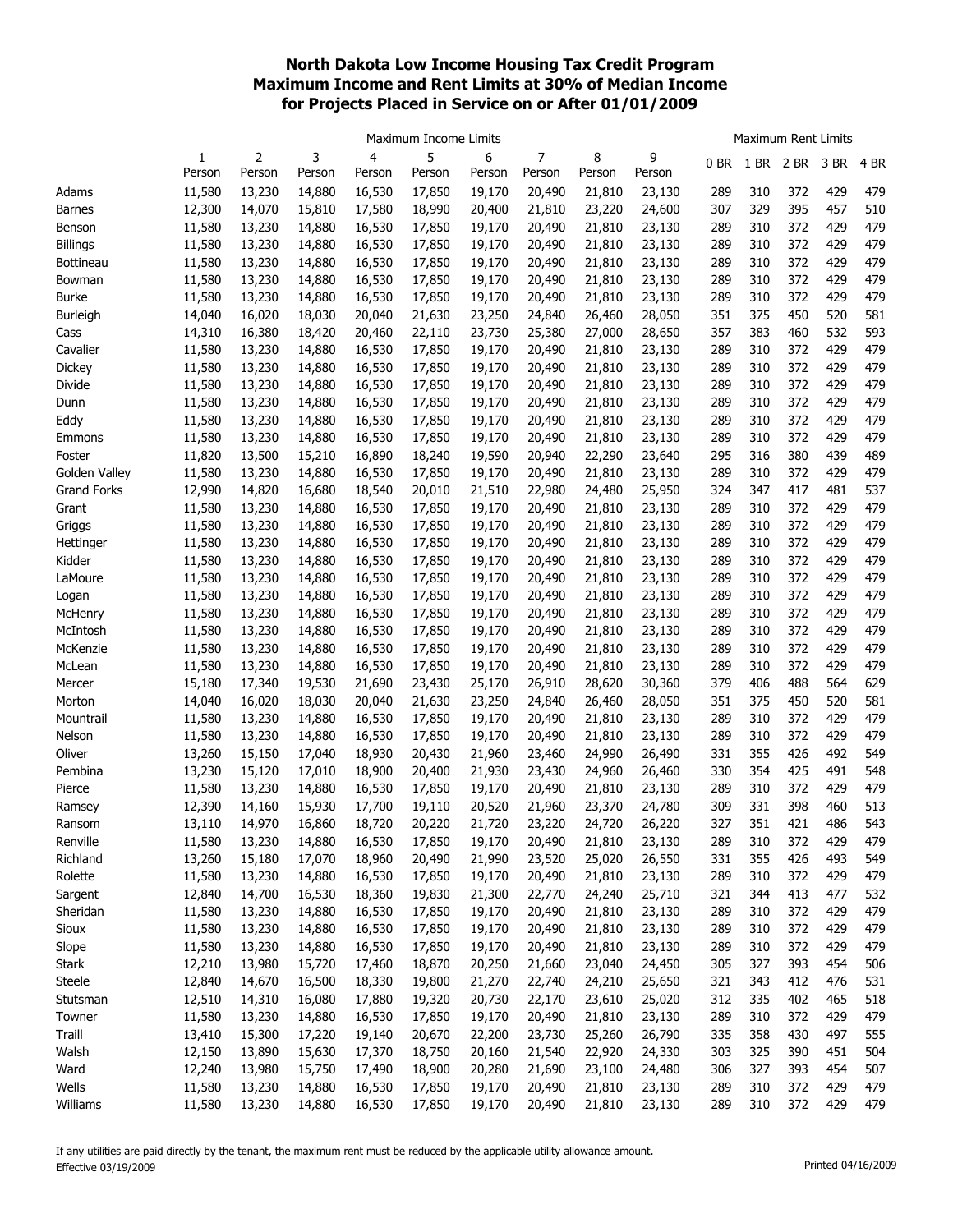# North Dakota Low Income Housing Tax Credit Program
## Maximum Income and Rent Limits at 30% of Median Income
## for Projects Placed in Service on or After 01/01/2009

| | Maximum Income Limits | | | | | | | | | Maximum Rent Limits | | | | |
|---|---|---|---|---|---|---|---|---|---|---|---|---|---|---|
| | 1 Person | 2 Person | 3 Person | 4 Person | 5 Person | 6 Person | 7 Person | 8 Person | 9 Person | 0 BR | 1 BR | 2 BR | 3 BR | 4 BR |
| Adams | 11,580 | 13,230 | 14,880 | 16,530 | 17,850 | 19,170 | 20,490 | 21,810 | 23,130 | 289 | 310 | 372 | 429 | 479 |
| Barnes | 12,300 | 14,070 | 15,810 | 17,580 | 18,990 | 20,400 | 21,810 | 23,220 | 24,600 | 307 | 329 | 395 | 457 | 510 |
| Benson | 11,580 | 13,230 | 14,880 | 16,530 | 17,850 | 19,170 | 20,490 | 21,810 | 23,130 | 289 | 310 | 372 | 429 | 479 |
| Billings | 11,580 | 13,230 | 14,880 | 16,530 | 17,850 | 19,170 | 20,490 | 21,810 | 23,130 | 289 | 310 | 372 | 429 | 479 |
| Bottineau | 11,580 | 13,230 | 14,880 | 16,530 | 17,850 | 19,170 | 20,490 | 21,810 | 23,130 | 289 | 310 | 372 | 429 | 479 |
| Bowman | 11,580 | 13,230 | 14,880 | 16,530 | 17,850 | 19,170 | 20,490 | 21,810 | 23,130 | 289 | 310 | 372 | 429 | 479 |
| Burke | 11,580 | 13,230 | 14,880 | 16,530 | 17,850 | 19,170 | 20,490 | 21,810 | 23,130 | 289 | 310 | 372 | 429 | 479 |
| Burleigh | 14,040 | 16,020 | 18,030 | 20,040 | 21,630 | 23,250 | 24,840 | 26,460 | 28,050 | 351 | 375 | 450 | 520 | 581 |
| Cass | 14,310 | 16,380 | 18,420 | 20,460 | 22,110 | 23,730 | 25,380 | 27,000 | 28,650 | 357 | 383 | 460 | 532 | 593 |
| Cavalier | 11,580 | 13,230 | 14,880 | 16,530 | 17,850 | 19,170 | 20,490 | 21,810 | 23,130 | 289 | 310 | 372 | 429 | 479 |
| Dickey | 11,580 | 13,230 | 14,880 | 16,530 | 17,850 | 19,170 | 20,490 | 21,810 | 23,130 | 289 | 310 | 372 | 429 | 479 |
| Divide | 11,580 | 13,230 | 14,880 | 16,530 | 17,850 | 19,170 | 20,490 | 21,810 | 23,130 | 289 | 310 | 372 | 429 | 479 |
| Dunn | 11,580 | 13,230 | 14,880 | 16,530 | 17,850 | 19,170 | 20,490 | 21,810 | 23,130 | 289 | 310 | 372 | 429 | 479 |
| Eddy | 11,580 | 13,230 | 14,880 | 16,530 | 17,850 | 19,170 | 20,490 | 21,810 | 23,130 | 289 | 310 | 372 | 429 | 479 |
| Emmons | 11,580 | 13,230 | 14,880 | 16,530 | 17,850 | 19,170 | 20,490 | 21,810 | 23,130 | 289 | 310 | 372 | 429 | 479 |
| Foster | 11,820 | 13,500 | 15,210 | 16,890 | 18,240 | 19,590 | 20,940 | 22,290 | 23,640 | 295 | 316 | 380 | 439 | 489 |
| Golden Valley | 11,580 | 13,230 | 14,880 | 16,530 | 17,850 | 19,170 | 20,490 | 21,810 | 23,130 | 289 | 310 | 372 | 429 | 479 |
| Grand Forks | 12,990 | 14,820 | 16,680 | 18,540 | 20,010 | 21,510 | 22,980 | 24,480 | 25,950 | 324 | 347 | 417 | 481 | 537 |
| Grant | 11,580 | 13,230 | 14,880 | 16,530 | 17,850 | 19,170 | 20,490 | 21,810 | 23,130 | 289 | 310 | 372 | 429 | 479 |
| Griggs | 11,580 | 13,230 | 14,880 | 16,530 | 17,850 | 19,170 | 20,490 | 21,810 | 23,130 | 289 | 310 | 372 | 429 | 479 |
| Hettinger | 11,580 | 13,230 | 14,880 | 16,530 | 17,850 | 19,170 | 20,490 | 21,810 | 23,130 | 289 | 310 | 372 | 429 | 479 |
| Kidder | 11,580 | 13,230 | 14,880 | 16,530 | 17,850 | 19,170 | 20,490 | 21,810 | 23,130 | 289 | 310 | 372 | 429 | 479 |
| LaMoure | 11,580 | 13,230 | 14,880 | 16,530 | 17,850 | 19,170 | 20,490 | 21,810 | 23,130 | 289 | 310 | 372 | 429 | 479 |
| Logan | 11,580 | 13,230 | 14,880 | 16,530 | 17,850 | 19,170 | 20,490 | 21,810 | 23,130 | 289 | 310 | 372 | 429 | 479 |
| McHenry | 11,580 | 13,230 | 14,880 | 16,530 | 17,850 | 19,170 | 20,490 | 21,810 | 23,130 | 289 | 310 | 372 | 429 | 479 |
| McIntosh | 11,580 | 13,230 | 14,880 | 16,530 | 17,850 | 19,170 | 20,490 | 21,810 | 23,130 | 289 | 310 | 372 | 429 | 479 |
| McKenzie | 11,580 | 13,230 | 14,880 | 16,530 | 17,850 | 19,170 | 20,490 | 21,810 | 23,130 | 289 | 310 | 372 | 429 | 479 |
| McLean | 11,580 | 13,230 | 14,880 | 16,530 | 17,850 | 19,170 | 20,490 | 21,810 | 23,130 | 289 | 310 | 372 | 429 | 479 |
| Mercer | 15,180 | 17,340 | 19,530 | 21,690 | 23,430 | 25,170 | 26,910 | 28,620 | 30,360 | 379 | 406 | 488 | 564 | 629 |
| Morton | 14,040 | 16,020 | 18,030 | 20,040 | 21,630 | 23,250 | 24,840 | 26,460 | 28,050 | 351 | 375 | 450 | 520 | 581 |
| Mountrail | 11,580 | 13,230 | 14,880 | 16,530 | 17,850 | 19,170 | 20,490 | 21,810 | 23,130 | 289 | 310 | 372 | 429 | 479 |
| Nelson | 11,580 | 13,230 | 14,880 | 16,530 | 17,850 | 19,170 | 20,490 | 21,810 | 23,130 | 289 | 310 | 372 | 429 | 479 |
| Oliver | 13,260 | 15,150 | 17,040 | 18,930 | 20,430 | 21,960 | 23,460 | 24,990 | 26,490 | 331 | 355 | 426 | 492 | 549 |
| Pembina | 13,230 | 15,120 | 17,010 | 18,900 | 20,400 | 21,930 | 23,430 | 24,960 | 26,460 | 330 | 354 | 425 | 491 | 548 |
| Pierce | 11,580 | 13,230 | 14,880 | 16,530 | 17,850 | 19,170 | 20,490 | 21,810 | 23,130 | 289 | 310 | 372 | 429 | 479 |
| Ramsey | 12,390 | 14,160 | 15,930 | 17,700 | 19,110 | 20,520 | 21,960 | 23,370 | 24,780 | 309 | 331 | 398 | 460 | 513 |
| Ransom | 13,110 | 14,970 | 16,860 | 18,720 | 20,220 | 21,720 | 23,220 | 24,720 | 26,220 | 327 | 351 | 421 | 486 | 543 |
| Renville | 11,580 | 13,230 | 14,880 | 16,530 | 17,850 | 19,170 | 20,490 | 21,810 | 23,130 | 289 | 310 | 372 | 429 | 479 |
| Richland | 13,260 | 15,180 | 17,070 | 18,960 | 20,490 | 21,990 | 23,520 | 25,020 | 26,550 | 331 | 355 | 426 | 493 | 549 |
| Rolette | 11,580 | 13,230 | 14,880 | 16,530 | 17,850 | 19,170 | 20,490 | 21,810 | 23,130 | 289 | 310 | 372 | 429 | 479 |
| Sargent | 12,840 | 14,700 | 16,530 | 18,360 | 19,830 | 21,300 | 22,770 | 24,240 | 25,710 | 321 | 344 | 413 | 477 | 532 |
| Sheridan | 11,580 | 13,230 | 14,880 | 16,530 | 17,850 | 19,170 | 20,490 | 21,810 | 23,130 | 289 | 310 | 372 | 429 | 479 |
| Sioux | 11,580 | 13,230 | 14,880 | 16,530 | 17,850 | 19,170 | 20,490 | 21,810 | 23,130 | 289 | 310 | 372 | 429 | 479 |
| Slope | 11,580 | 13,230 | 14,880 | 16,530 | 17,850 | 19,170 | 20,490 | 21,810 | 23,130 | 289 | 310 | 372 | 429 | 479 |
| Stark | 12,210 | 13,980 | 15,720 | 17,460 | 18,870 | 20,250 | 21,660 | 23,040 | 24,450 | 305 | 327 | 393 | 454 | 506 |
| Steele | 12,840 | 14,670 | 16,500 | 18,330 | 19,800 | 21,270 | 22,740 | 24,210 | 25,650 | 321 | 343 | 412 | 476 | 531 |
| Stutsman | 12,510 | 14,310 | 16,080 | 17,880 | 19,320 | 20,730 | 22,170 | 23,610 | 25,020 | 312 | 335 | 402 | 465 | 518 |
| Towner | 11,580 | 13,230 | 14,880 | 16,530 | 17,850 | 19,170 | 20,490 | 21,810 | 23,130 | 289 | 310 | 372 | 429 | 479 |
| Traill | 13,410 | 15,300 | 17,220 | 19,140 | 20,670 | 22,200 | 23,730 | 25,260 | 26,790 | 335 | 358 | 430 | 497 | 555 |
| Walsh | 12,150 | 13,890 | 15,630 | 17,370 | 18,750 | 20,160 | 21,540 | 22,920 | 24,330 | 303 | 325 | 390 | 451 | 504 |
| Ward | 12,240 | 13,980 | 15,750 | 17,490 | 18,900 | 20,280 | 21,690 | 23,100 | 24,480 | 306 | 327 | 393 | 454 | 507 |
| Wells | 11,580 | 13,230 | 14,880 | 16,530 | 17,850 | 19,170 | 20,490 | 21,810 | 23,130 | 289 | 310 | 372 | 429 | 479 |
| Williams | 11,580 | 13,230 | 14,880 | 16,530 | 17,850 | 19,170 | 20,490 | 21,810 | 23,130 | 289 | 310 | 372 | 429 | 479 |

If any utilities are paid directly by the tenant, the maximum rent must be reduced by the applicable utility allowance amount.

Effective 03/19/2009

Printed 04/16/2009